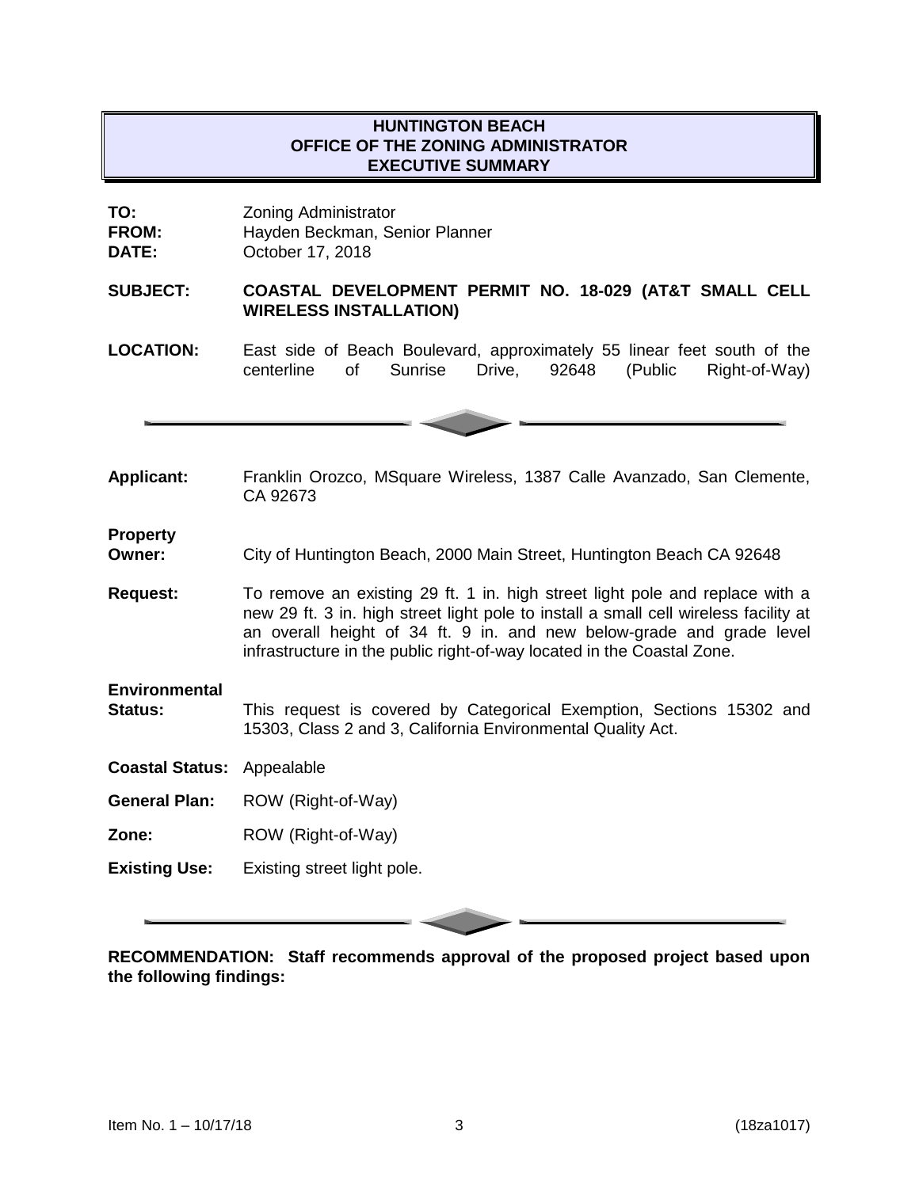# HUNTINGTON BEACH
## OFFICE OF THE ZONING ADMINISTRATOR
## EXECUTIVE SUMMARY

**TO:** Zoning Administrator
**FROM:** Hayden Beckman, Senior Planner
**DATE:** October 17, 2018

**SUBJECT:** **COASTAL DEVELOPMENT PERMIT NO. 18-029 (AT&T SMALL CELL WIRELESS INSTALLATION)**

**LOCATION:** East side of Beach Boulevard, approximately 55 linear feet south of the centerline of Sunrise Drive, 92648 (Public Right-of-Way)

---

**Applicant:** Franklin Orozco, MSquare Wireless, 1387 Calle Avanzado, San Clemente, CA 92673

**Property Owner:** City of Huntington Beach, 2000 Main Street, Huntington Beach CA 92648

**Request:** To remove an existing 29 ft. 1 in. high street light pole and replace with a new 29 ft. 3 in. high street light pole to install a small cell wireless facility at an overall height of 34 ft. 9 in. and new below-grade and grade level infrastructure in the public right-of-way located in the Coastal Zone.

**Environmental Status:** This request is covered by Categorical Exemption, Sections 15302 and 15303, Class 2 and 3, California Environmental Quality Act.

**Coastal Status:** Appealable

**General Plan:** ROW (Right-of-Way)

**Zone:** ROW (Right-of-Way)

**Existing Use:** Existing street light pole.

---

**RECOMMENDATION: Staff recommends approval of the proposed project based upon the following findings:**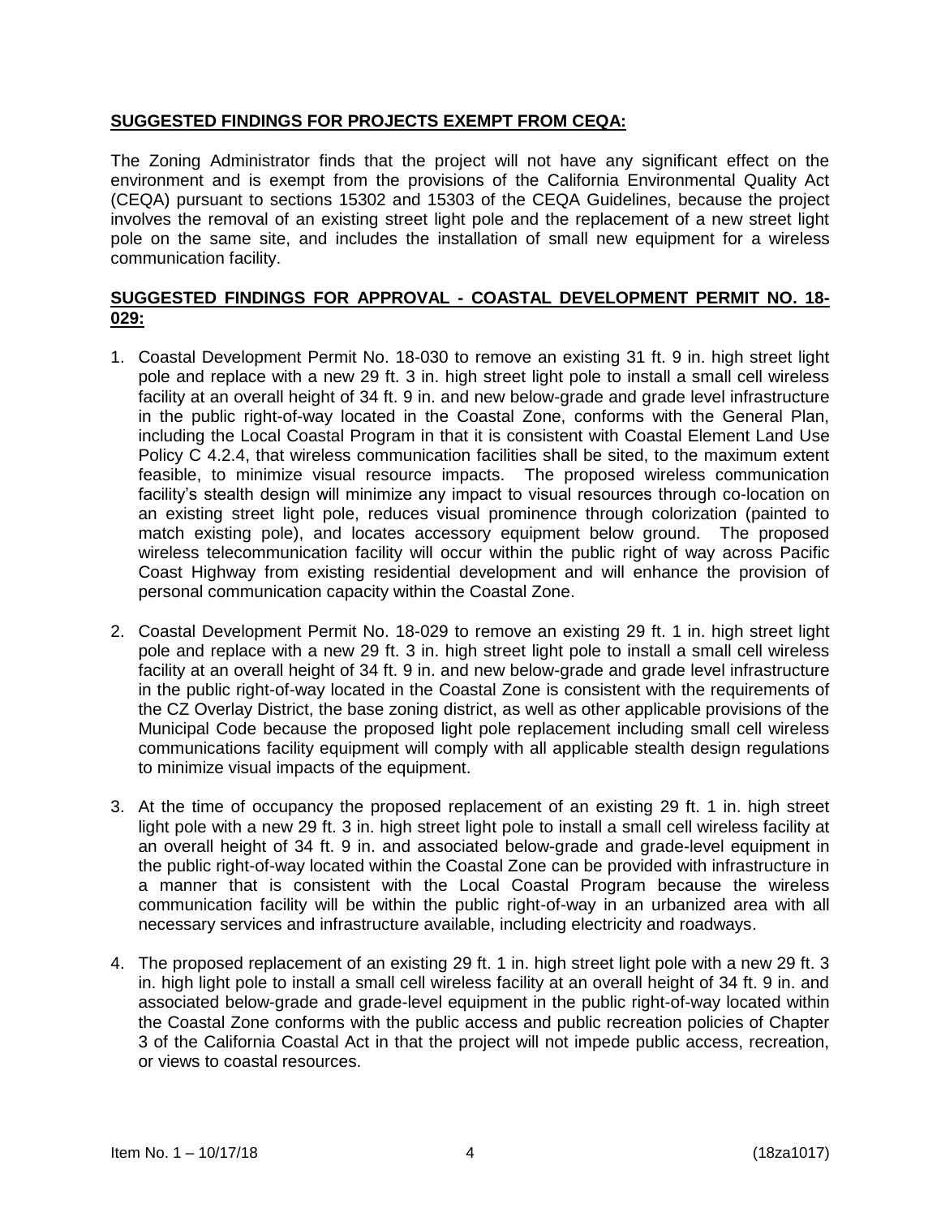**SUGGESTED FINDINGS FOR PROJECTS EXEMPT FROM CEQA:**

The Zoning Administrator finds that the project will not have any significant effect on the environment and is exempt from the provisions of the California Environmental Quality Act (CEQA) pursuant to sections 15302 and 15303 of the CEQA Guidelines, because the project involves the removal of an existing street light pole and the replacement of a new street light pole on the same site, and includes the installation of small new equipment for a wireless communication facility.

**SUGGESTED FINDINGS FOR APPROVAL - COASTAL DEVELOPMENT PERMIT NO. 18-029:**

1. Coastal Development Permit No. 18-030 to remove an existing 31 ft. 9 in. high street light pole and replace with a new 29 ft. 3 in. high street light pole to install a small cell wireless facility at an overall height of 34 ft. 9 in. and new below-grade and grade level infrastructure in the public right-of-way located in the Coastal Zone, conforms with the General Plan, including the Local Coastal Program in that it is consistent with Coastal Element Land Use Policy C 4.2.4, that wireless communication facilities shall be sited, to the maximum extent feasible, to minimize visual resource impacts. The proposed wireless communication facility's stealth design will minimize any impact to visual resources through co-location on an existing street light pole, reduces visual prominence through colorization (painted to match existing pole), and locates accessory equipment below ground. The proposed wireless telecommunication facility will occur within the public right of way across Pacific Coast Highway from existing residential development and will enhance the provision of personal communication capacity within the Coastal Zone.

2. Coastal Development Permit No. 18-029 to remove an existing 29 ft. 1 in. high street light pole and replace with a new 29 ft. 3 in. high street light pole to install a small cell wireless facility at an overall height of 34 ft. 9 in. and new below-grade and grade level infrastructure in the public right-of-way located in the Coastal Zone is consistent with the requirements of the CZ Overlay District, the base zoning district, as well as other applicable provisions of the Municipal Code because the proposed light pole replacement including small cell wireless communications facility equipment will comply with all applicable stealth design regulations to minimize visual impacts of the equipment.

3. At the time of occupancy the proposed replacement of an existing 29 ft. 1 in. high street light pole with a new 29 ft. 3 in. high street light pole to install a small cell wireless facility at an overall height of 34 ft. 9 in. and associated below-grade and grade-level equipment in the public right-of-way located within the Coastal Zone can be provided with infrastructure in a manner that is consistent with the Local Coastal Program because the wireless communication facility will be within the public right-of-way in an urbanized area with all necessary services and infrastructure available, including electricity and roadways.

4. The proposed replacement of an existing 29 ft. 1 in. high street light pole with a new 29 ft. 3 in. high light pole to install a small cell wireless facility at an overall height of 34 ft. 9 in. and associated below-grade and grade-level equipment in the public right-of-way located within the Coastal Zone conforms with the public access and public recreation policies of Chapter 3 of the California Coastal Act in that the project will not impede public access, recreation, or views to coastal resources.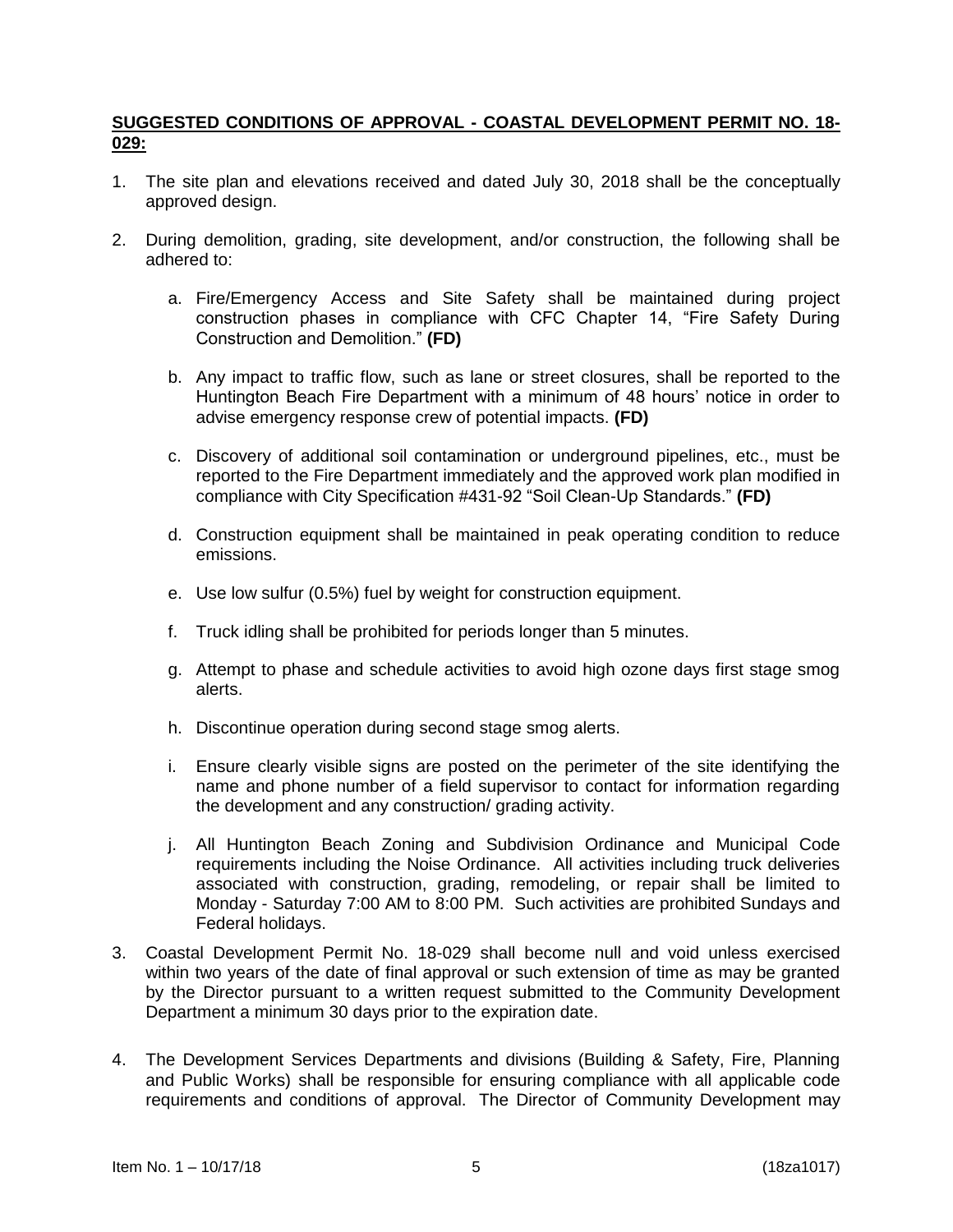**SUGGESTED CONDITIONS OF APPROVAL - COASTAL DEVELOPMENT PERMIT NO. 18-029:**

1. The site plan and elevations received and dated July 30, 2018 shall be the conceptually approved design.

2. During demolition, grading, site development, and/or construction, the following shall be adhered to:

   a. Fire/Emergency Access and Site Safety shall be maintained during project construction phases in compliance with CFC Chapter 14, "Fire Safety During Construction and Demolition." **(FD)**

   b. Any impact to traffic flow, such as lane or street closures, shall be reported to the Huntington Beach Fire Department with a minimum of 48 hours' notice in order to advise emergency response crew of potential impacts. **(FD)**

   c. Discovery of additional soil contamination or underground pipelines, etc., must be reported to the Fire Department immediately and the approved work plan modified in compliance with City Specification #431-92 "Soil Clean-Up Standards." **(FD)**

   d. Construction equipment shall be maintained in peak operating condition to reduce emissions.

   e. Use low sulfur (0.5%) fuel by weight for construction equipment.

   f. Truck idling shall be prohibited for periods longer than 5 minutes.

   g. Attempt to phase and schedule activities to avoid high ozone days first stage smog alerts.

   h. Discontinue operation during second stage smog alerts.

   i. Ensure clearly visible signs are posted on the perimeter of the site identifying the name and phone number of a field supervisor to contact for information regarding the development and any construction/ grading activity.

   j. All Huntington Beach Zoning and Subdivision Ordinance and Municipal Code requirements including the Noise Ordinance. All activities including truck deliveries associated with construction, grading, remodeling, or repair shall be limited to Monday - Saturday 7:00 AM to 8:00 PM. Such activities are prohibited Sundays and Federal holidays.

3. Coastal Development Permit No. 18-029 shall become null and void unless exercised within two years of the date of final approval or such extension of time as may be granted by the Director pursuant to a written request submitted to the Community Development Department a minimum 30 days prior to the expiration date.

4. The Development Services Departments and divisions (Building & Safety, Fire, Planning and Public Works) shall be responsible for ensuring compliance with all applicable code requirements and conditions of approval. The Director of Community Development may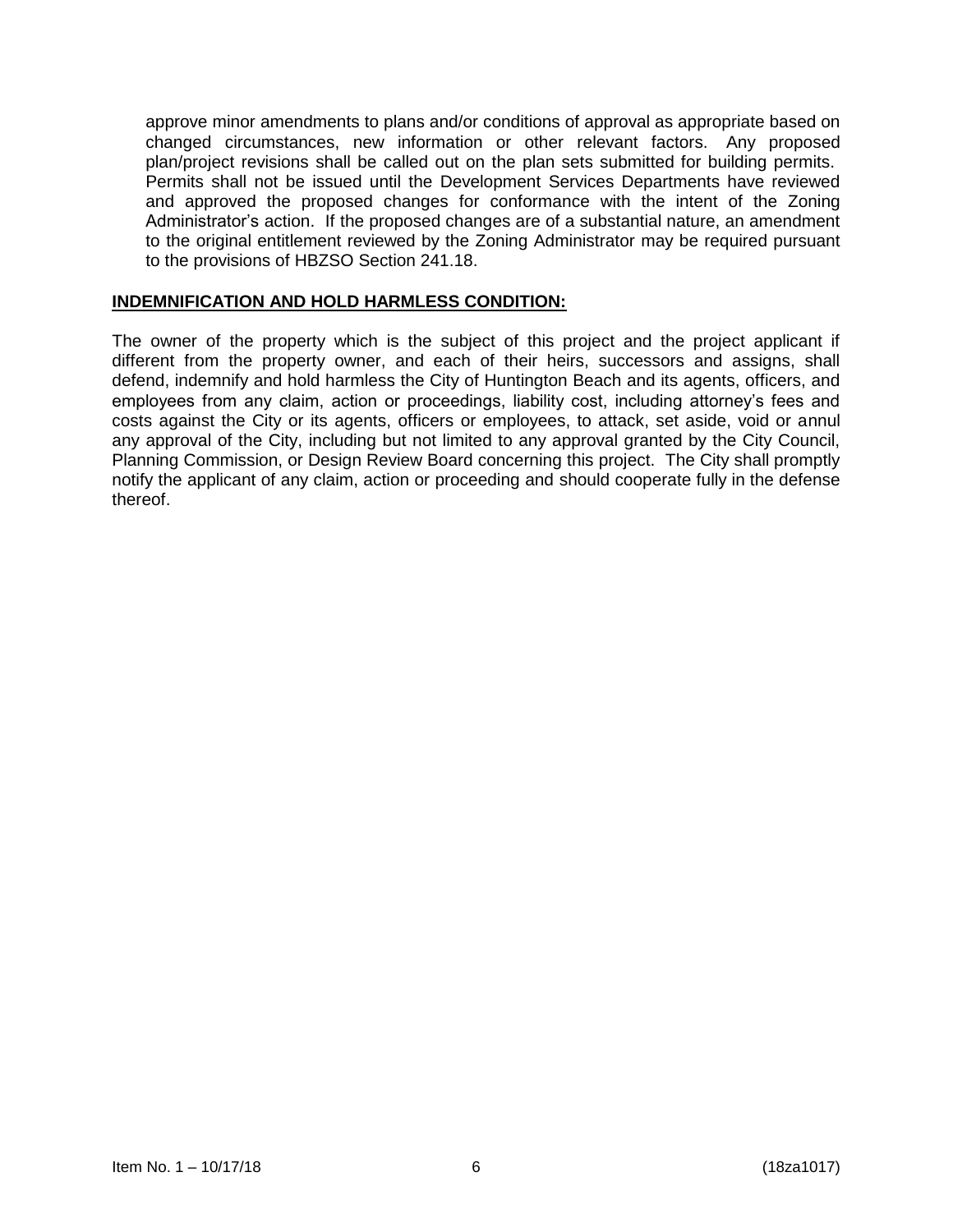approve minor amendments to plans and/or conditions of approval as appropriate based on changed circumstances, new information or other relevant factors. Any proposed plan/project revisions shall be called out on the plan sets submitted for building permits. Permits shall not be issued until the Development Services Departments have reviewed and approved the proposed changes for conformance with the intent of the Zoning Administrator's action. If the proposed changes are of a substantial nature, an amendment to the original entitlement reviewed by the Zoning Administrator may be required pursuant to the provisions of HBZSO Section 241.18.

## INDEMNIFICATION AND HOLD HARMLESS CONDITION:

The owner of the property which is the subject of this project and the project applicant if different from the property owner, and each of their heirs, successors and assigns, shall defend, indemnify and hold harmless the City of Huntington Beach and its agents, officers, and employees from any claim, action or proceedings, liability cost, including attorney's fees and costs against the City or its agents, officers or employees, to attack, set aside, void or annul any approval of the City, including but not limited to any approval granted by the City Council, Planning Commission, or Design Review Board concerning this project. The City shall promptly notify the applicant of any claim, action or proceeding and should cooperate fully in the defense thereof.